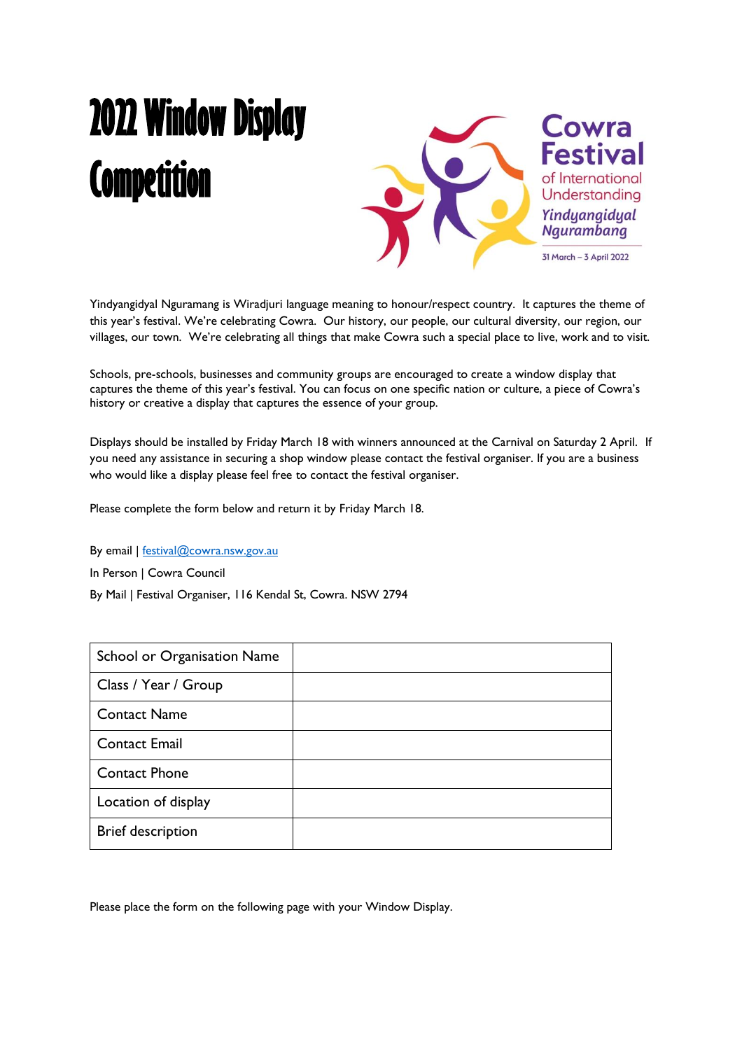# 2022 Window Display Competition

Cowra Festival of International Understanding

*Yindyangidyal Ngurambang*

31 March – 3 April 2022

Yindyangidyal Nguramang is Wiradjuri language meaning to honour/respect country. It captures the theme of this year's festival. We're celebrating Cowra. Our history, our people, our cultural diversity, our region, our villages, our town. We're celebrating all things that make Cowra such a special place to live, work and to visit.

Schools, pre-schools, businesses and community groups are encouraged to create a window display that captures the theme of this year's festival. You can focus on one specific nation or culture, a piece of Cowra's history or creative a display that captures the essence of your group.

Displays should be installed by Friday March 18 with winners announced at the Carnival on Saturday 2 April. If you need any assistance in securing a shop window please contact the festival organiser. If you are a business who would like a display please feel free to contact the festival organiser.

Please complete the form below and return it by Friday March 18.

By email | festival@cowra.nsw.gov.au

In Person | Cowra Council

By Mail | Festival Organiser, 116 Kendal St, Cowra. NSW 2794

| School or Organisation Name | |
|---|---|
| Class / Year / Group | |
| Contact Name | |
| Contact Email | |
| Contact Phone | |
| Location of display | |
| Brief description | |

Please place the form on the following page with your Window Display.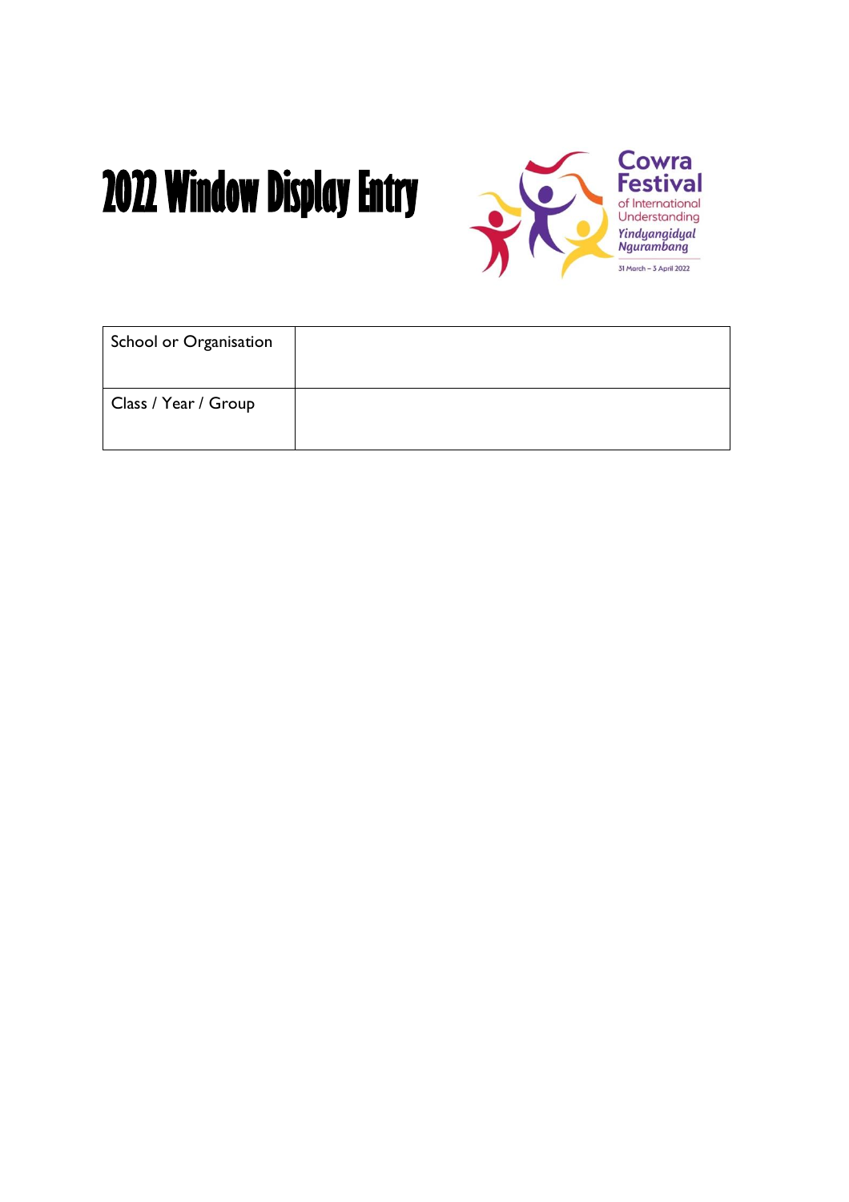# 2022 Window Display Entry

Cowra Festival of International Understanding

Yindyangidyal Ngurambang

31 March – 3 April 2022

| | |
|---|---|
| School or Organisation | |
| Class / Year / Group | |